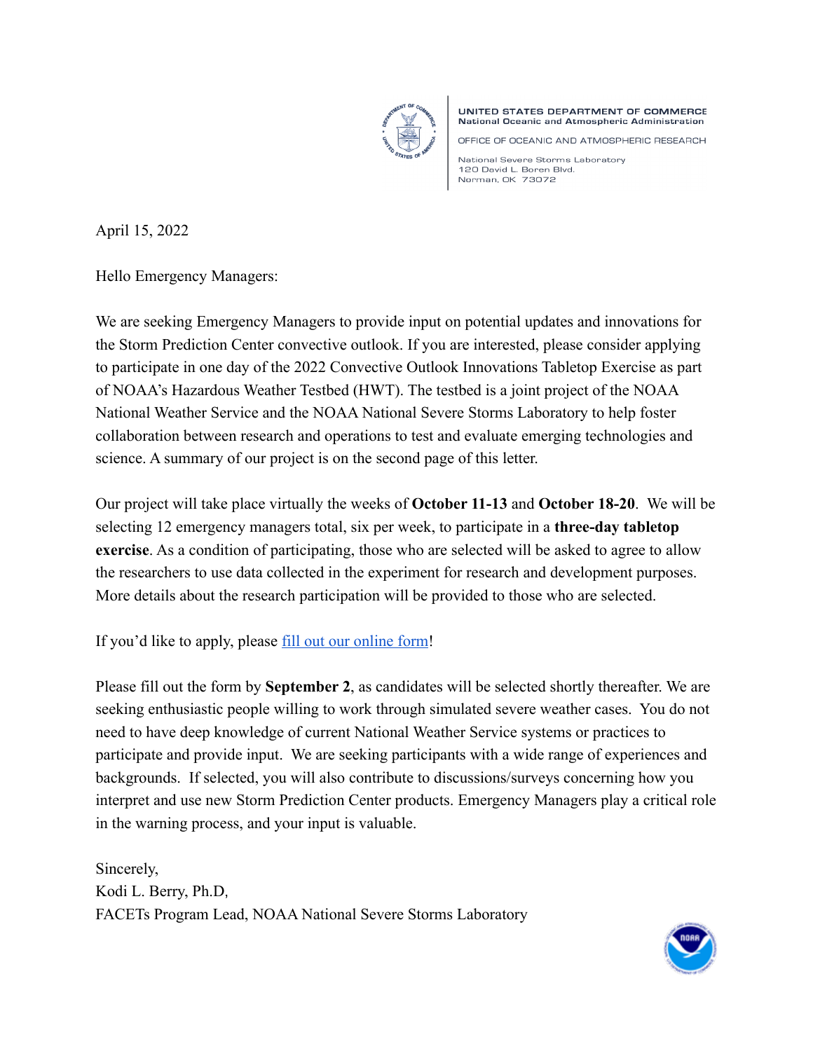UNITED STATES DEPARTMENT OF COMMERCE
National Oceanic and Atmospheric Administration

OFFICE OF OCEANIC AND ATMOSPHERIC RESEARCH

National Severe Storms Laboratory
120 David L. Boren Blvd.
Norman, OK 73072

April 15, 2022

Hello Emergency Managers:

We are seeking Emergency Managers to provide input on potential updates and innovations for the Storm Prediction Center convective outlook. If you are interested, please consider applying to participate in one day of the 2022 Convective Outlook Innovations Tabletop Exercise as part of NOAA's Hazardous Weather Testbed (HWT). The testbed is a joint project of the NOAA National Weather Service and the NOAA National Severe Storms Laboratory to help foster collaboration between research and operations to test and evaluate emerging technologies and science. A summary of our project is on the second page of this letter.

Our project will take place virtually the weeks of **October 11-13** and **October 18-20**. We will be selecting 12 emergency managers total, six per week, to participate in a **three-day tabletop exercise**. As a condition of participating, those who are selected will be asked to agree to allow the researchers to use data collected in the experiment for research and development purposes. More details about the research participation will be provided to those who are selected.

If you'd like to apply, please fill out our online form!

Please fill out the form by **September 2**, as candidates will be selected shortly thereafter. We are seeking enthusiastic people willing to work through simulated severe weather cases. You do not need to have deep knowledge of current National Weather Service systems or practices to participate and provide input. We are seeking participants with a wide range of experiences and backgrounds. If selected, you will also contribute to discussions/surveys concerning how you interpret and use new Storm Prediction Center products. Emergency Managers play a critical role in the warning process, and your input is valuable.

Sincerely,
Kodi L. Berry, Ph.D,
FACETs Program Lead, NOAA National Severe Storms Laboratory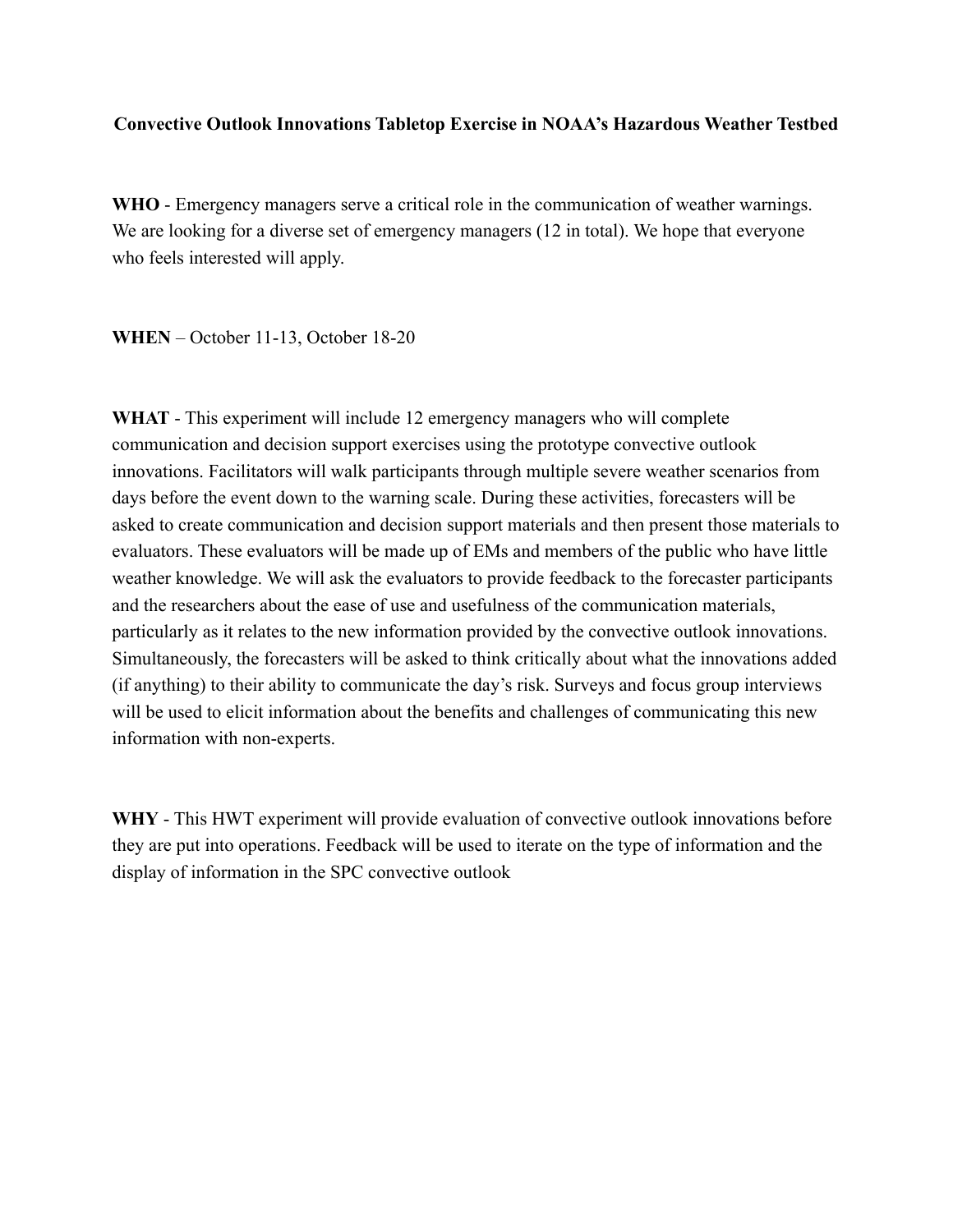**Convective Outlook Innovations Tabletop Exercise in NOAA's Hazardous Weather Testbed**

**WHO** - Emergency managers serve a critical role in the communication of weather warnings. We are looking for a diverse set of emergency managers (12 in total). We hope that everyone who feels interested will apply.

**WHEN** – October 11-13, October 18-20

**WHAT** - This experiment will include 12 emergency managers who will complete communication and decision support exercises using the prototype convective outlook innovations. Facilitators will walk participants through multiple severe weather scenarios from days before the event down to the warning scale. During these activities, forecasters will be asked to create communication and decision support materials and then present those materials to evaluators. These evaluators will be made up of EMs and members of the public who have little weather knowledge. We will ask the evaluators to provide feedback to the forecaster participants and the researchers about the ease of use and usefulness of the communication materials, particularly as it relates to the new information provided by the convective outlook innovations. Simultaneously, the forecasters will be asked to think critically about what the innovations added (if anything) to their ability to communicate the day's risk. Surveys and focus group interviews will be used to elicit information about the benefits and challenges of communicating this new information with non-experts.

**WHY** - This HWT experiment will provide evaluation of convective outlook innovations before they are put into operations. Feedback will be used to iterate on the type of information and the display of information in the SPC convective outlook